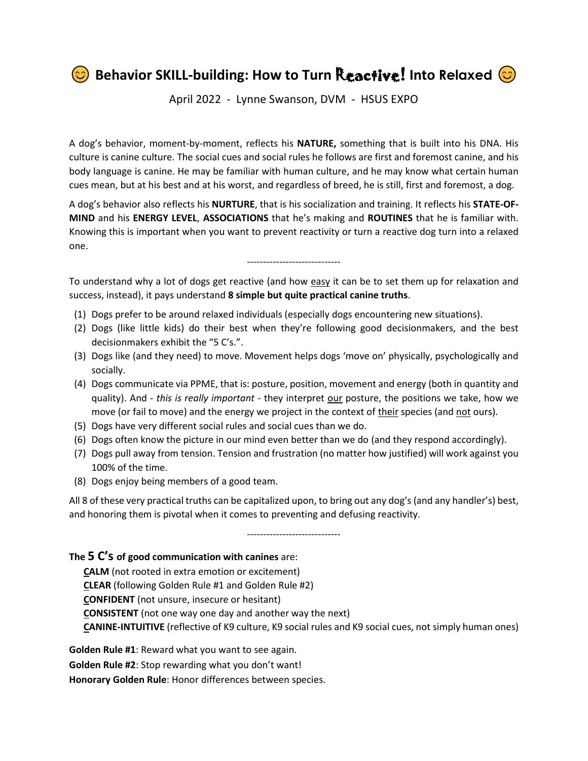# 😊 Behavior SKILL-building: How to Turn Reactive! Into Relaxed 😊

April 2022 - Lynne Swanson, DVM - HSUS EXPO

A dog's behavior, moment-by-moment, reflects his **NATURE,** something that is built into his DNA. His culture is canine culture. The social cues and social rules he follows are first and foremost canine, and his body language is canine. He may be familiar with human culture, and he may know what certain human cues mean, but at his best and at his worst, and regardless of breed, he is still, first and foremost, a dog.

A dog's behavior also reflects his **NURTURE**, that is his socialization and training. It reflects his **STATE-OF-MIND** and his **ENERGY LEVEL**, **ASSOCIATIONS** that he's making and **ROUTINES** that he is familiar with. Knowing this is important when you want to prevent reactivity or turn a reactive dog turn into a relaxed one.

-----------------------------

To understand why a lot of dogs get reactive (and how <u>easy</u> it can be to set them up for relaxation and success, instead), it pays understand **8 simple but quite practical canine truths**.

(1) Dogs prefer to be around relaxed individuals (especially dogs encountering new situations).
(2) Dogs (like little kids) do their best when they're following good decisionmakers, and the best decisionmakers exhibit the "5 C's.".
(3) Dogs like (and they need) to move. Movement helps dogs 'move on' physically, psychologically and socially.
(4) Dogs communicate via PPME, that is: posture, position, movement and energy (both in quantity and quality). And - *this is really important* - they interpret <u>our</u> posture, the positions we take, how we move (or fail to move) and the energy we project in the context of <u>their</u> species (and <u>not</u> ours).
(5) Dogs have very different social rules and social cues than we do.
(6) Dogs often know the picture in our mind even better than we do (and they respond accordingly).
(7) Dogs pull away from tension. Tension and frustration (no matter how justified) will work against you 100% of the time.
(8) Dogs enjoy being members of a good team.

All 8 of these very practical truths can be capitalized upon, to bring out any dog's (and any handler's) best, and honoring them is pivotal when it comes to preventing and defusing reactivity.

-----------------------------

**The 5 C's of good communication with canines** are:

**<u>C</u>ALM** (not rooted in extra emotion or excitement)
**<u>C</u>LEAR** (following Golden Rule #1 and Golden Rule #2)
**<u>C</u>ONFIDENT** (not unsure, insecure or hesitant)
**<u>C</u>ONSISTENT** (not one way one day and another way the next)
**<u>C</u>ANINE-INTUITIVE** (reflective of K9 culture, K9 social rules and K9 social cues, not simply human ones)

**Golden Rule #1**: Reward what you want to see again.
**Golden Rule #2**: Stop rewarding what you don't want!
**Honorary Golden Rule**: Honor differences between species.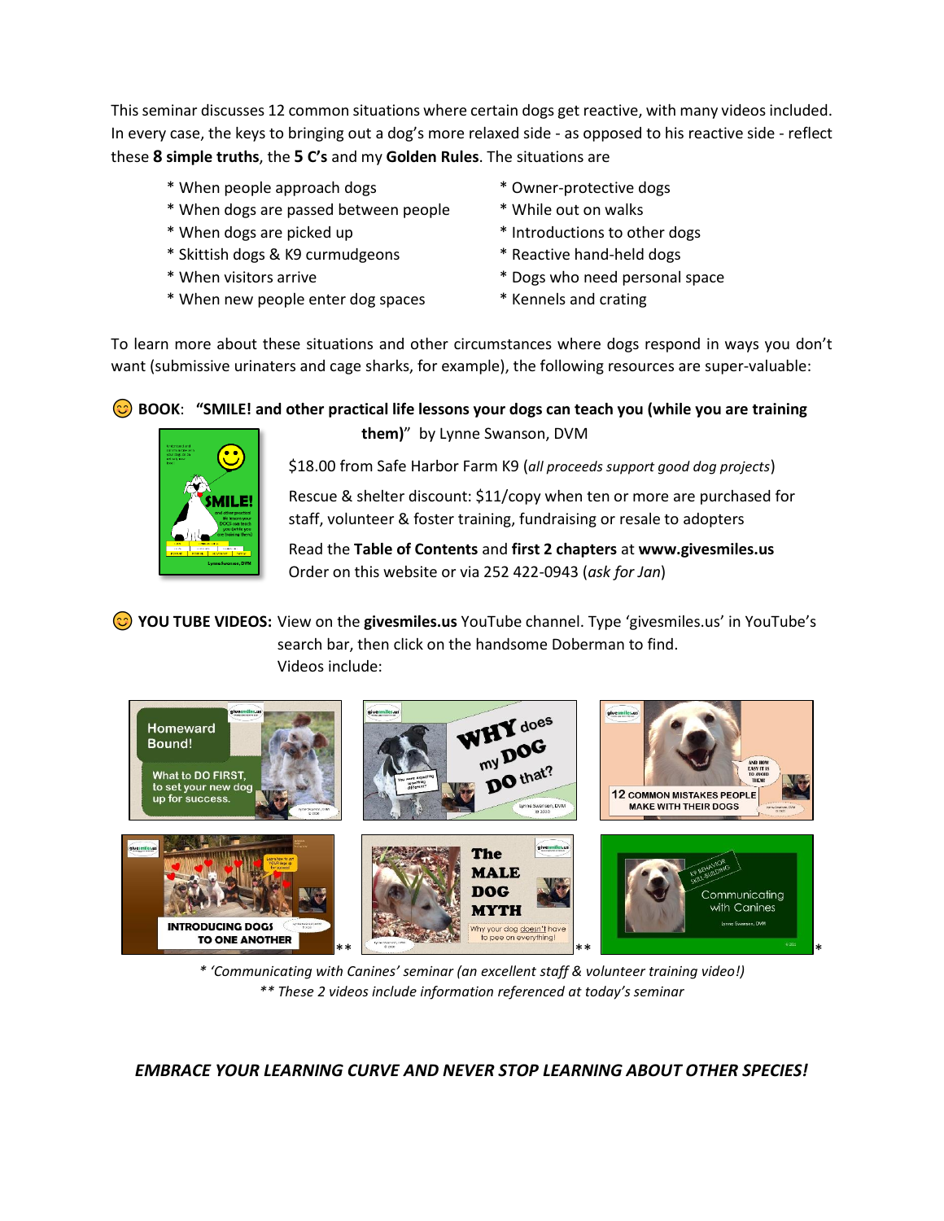This seminar discusses 12 common situations where certain dogs get reactive, with many videos included. In every case, the keys to bringing out a dog's more relaxed side - as opposed to his reactive side - reflect these **8 simple truths**, the **5 C's** and my **Golden Rules**. The situations are

* When people approach dogs
* When dogs are passed between people
* When dogs are picked up
* Skittish dogs & K9 curmudgeons
* When visitors arrive
* When new people enter dog spaces
* Owner-protective dogs
* While out on walks
* Introductions to other dogs
* Reactive hand-held dogs
* Dogs who need personal space
* Kennels and crating

To learn more about these situations and other circumstances where dogs respond in ways you don't want (submissive urinaters and cage sharks, for example), the following resources are super-valuable:

😊 **BOOK**: **"SMILE! and other practical life lessons your dogs can teach you (while you are training them)"** by Lynne Swanson, DVM

$18.00 from Safe Harbor Farm K9 (*all proceeds support good dog projects*)

Rescue & shelter discount: $11/copy when ten or more are purchased for staff, volunteer & foster training, fundraising or resale to adopters

Read the **Table of Contents** and **first 2 chapters** at **www.givesmiles.us**
Order on this website or via 252 422-0943 (*ask for Jan*)

😊 **YOU TUBE VIDEOS:** View on the **givesmiles.us** YouTube channel. Type 'givesmiles.us' in YouTube's search bar, then click on the handsome Doberman to find.
Videos include:

Homeward Bound! What to DO FIRST, to set your new dog up for success.

WHY does my DOG DO that?

12 COMMON MISTAKES PEOPLE MAKE WITH THEIR DOGS

INTRODUCING DOGS TO ONE ANOTHER **

The MALE DOG MYTH – Why your dog doesn't have to pee on everything! **

Communicating with Canines *

*\* 'Communicating with Canines' seminar (an excellent staff & volunteer training video!)*
*\*\* These 2 videos include information referenced at today's seminar*

***EMBRACE YOUR LEARNING CURVE AND NEVER STOP LEARNING ABOUT OTHER SPECIES!***